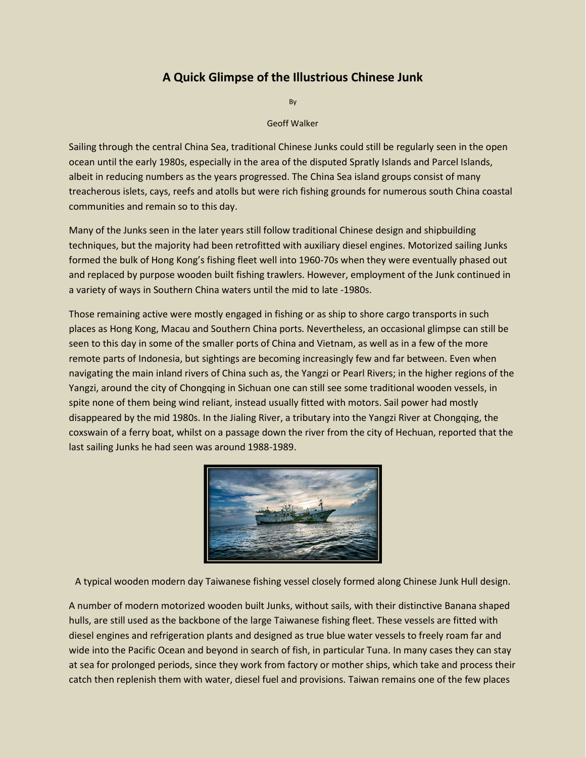# A Quick Glimpse of the Illustrious Chinese Junk

By

Geoff Walker

Sailing through the central China Sea, traditional Chinese Junks could still be regularly seen in the open ocean until the early 1980s, especially in the area of the disputed Spratly Islands and Parcel Islands, albeit in reducing numbers as the years progressed. The China Sea island groups consist of many treacherous islets, cays, reefs and atolls but were rich fishing grounds for numerous south China coastal communities and remain so to this day.

Many of the Junks seen in the later years still follow traditional Chinese design and shipbuilding techniques, but the majority had been retrofitted with auxiliary diesel engines. Motorized sailing Junks formed the bulk of Hong Kong's fishing fleet well into 1960-70s when they were eventually phased out and replaced by purpose wooden built fishing trawlers. However, employment of the Junk continued in a variety of ways in Southern China waters until the mid to late -1980s.

Those remaining active were mostly engaged in fishing or as ship to shore cargo transports in such places as Hong Kong, Macau and Southern China ports. Nevertheless, an occasional glimpse can still be seen to this day in some of the smaller ports of China and Vietnam, as well as in a few of the more remote parts of Indonesia, but sightings are becoming increasingly few and far between. Even when navigating the main inland rivers of China such as, the Yangzi or Pearl Rivers; in the higher regions of the Yangzi, around the city of Chongqing in Sichuan one can still see some traditional wooden vessels, in spite none of them being wind reliant, instead usually fitted with motors. Sail power had mostly disappeared by the mid 1980s. In the Jialing River, a tributary into the Yangzi River at Chongqing, the coxswain of a ferry boat, whilst on a passage down the river from the city of Hechuan, reported that the last sailing Junks he had seen was around 1988-1989.

A typical wooden modern day Taiwanese fishing vessel closely formed along Chinese Junk Hull design.

A number of modern motorized wooden built Junks, without sails, with their distinctive Banana shaped hulls, are still used as the backbone of the large Taiwanese fishing fleet. These vessels are fitted with diesel engines and refrigeration plants and designed as true blue water vessels to freely roam far and wide into the Pacific Ocean and beyond in search of fish, in particular Tuna. In many cases they can stay at sea for prolonged periods, since they work from factory or mother ships, which take and process their catch then replenish them with water, diesel fuel and provisions. Taiwan remains one of the few places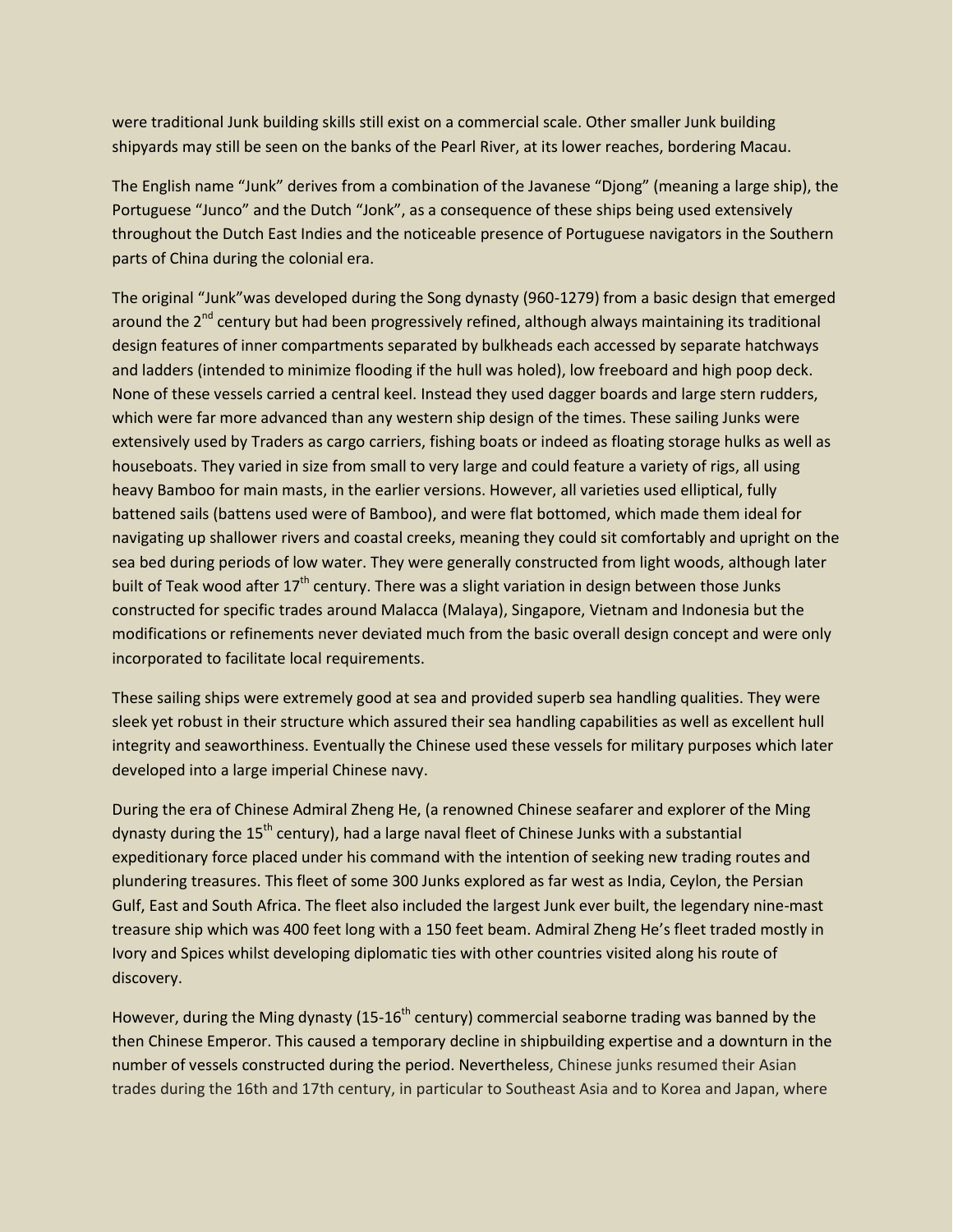were traditional Junk building skills still exist on a commercial scale. Other smaller Junk building shipyards may still be seen on the banks of the Pearl River, at its lower reaches, bordering Macau.

The English name “Junk” derives from a combination of the Javanese “Djong” (meaning a large ship), the Portuguese “Junco” and the Dutch “Jonk”, as a consequence of these ships being used extensively throughout the Dutch East Indies and the noticeable presence of Portuguese navigators in the Southern parts of China during the colonial era.

The original “Junk”was developed during the Song dynasty (960-1279) from a basic design that emerged around the 2nd century but had been progressively refined, although always maintaining its traditional design features of inner compartments separated by bulkheads each accessed by separate hatchways and ladders (intended to minimize flooding if the hull was holed), low freeboard and high poop deck. None of these vessels carried a central keel. Instead they used dagger boards and large stern rudders, which were far more advanced than any western ship design of the times. These sailing Junks were extensively used by Traders as cargo carriers, fishing boats or indeed as floating storage hulks as well as houseboats. They varied in size from small to very large and could feature a variety of rigs, all using heavy Bamboo for main masts, in the earlier versions. However, all varieties used elliptical, fully battened sails (battens used were of Bamboo), and were flat bottomed, which made them ideal for navigating up shallower rivers and coastal creeks, meaning they could sit comfortably and upright on the sea bed during periods of low water. They were generally constructed from light woods, although later built of Teak wood after 17th century. There was a slight variation in design between those Junks constructed for specific trades around Malacca (Malaya), Singapore, Vietnam and Indonesia but the modifications or refinements never deviated much from the basic overall design concept and were only incorporated to facilitate local requirements.

These sailing ships were extremely good at sea and provided superb sea handling qualities. They were sleek yet robust in their structure which assured their sea handling capabilities as well as excellent hull integrity and seaworthiness. Eventually the Chinese used these vessels for military purposes which later developed into a large imperial Chinese navy.

During the era of Chinese Admiral Zheng He, (a renowned Chinese seafarer and explorer of the Ming dynasty during the 15th century), had a large naval fleet of Chinese Junks with a substantial expeditionary force placed under his command with the intention of seeking new trading routes and plundering treasures. This fleet of some 300 Junks explored as far west as India, Ceylon, the Persian Gulf, East and South Africa. The fleet also included the largest Junk ever built, the legendary nine-mast treasure ship which was 400 feet long with a 150 feet beam. Admiral Zheng He’s fleet traded mostly in Ivory and Spices whilst developing diplomatic ties with other countries visited along his route of discovery.

However, during the Ming dynasty (15-16th century) commercial seaborne trading was banned by the then Chinese Emperor. This caused a temporary decline in shipbuilding expertise and a downturn in the number of vessels constructed during the period. Nevertheless, Chinese junks resumed their Asian trades during the 16th and 17th century, in particular to Southeast Asia and to Korea and Japan, where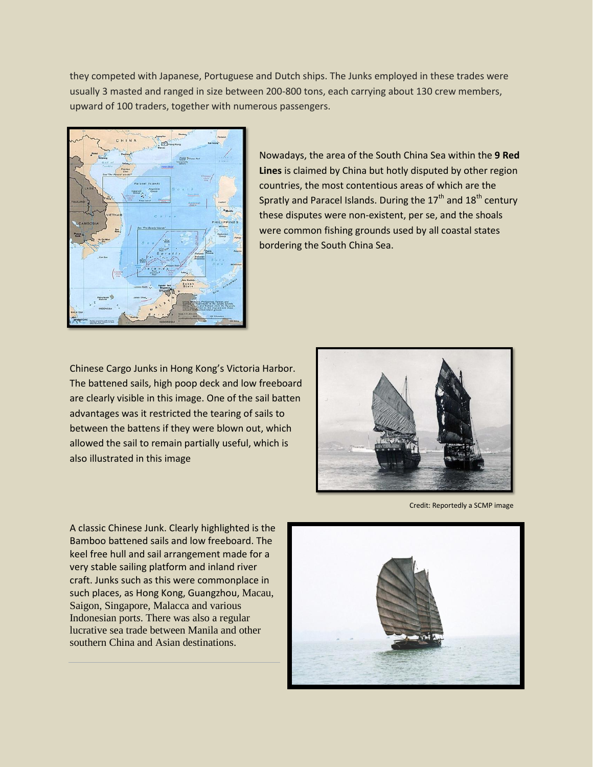they competed with Japanese, Portuguese and Dutch ships. The Junks employed in these trades were usually 3 masted and ranged in size between 200-800 tons, each carrying about 130 crew members, upward of 100 traders, together with numerous passengers.

Nowadays, the area of the South China Sea within the **9 Red Lines** is claimed by China but hotly disputed by other region countries, the most contentious areas of which are the Spratly and Paracel Islands. During the 17th and 18th century these disputes were non-existent, per se, and the shoals were common fishing grounds used by all coastal states bordering the South China Sea.

Chinese Cargo Junks in Hong Kong's Victoria Harbor. The battened sails, high poop deck and low freeboard are clearly visible in this image. One of the sail batten advantages was it restricted the tearing of sails to between the battens if they were blown out, which allowed the sail to remain partially useful, which is also illustrated in this image

Credit: Reportedly a SCMP image

A classic Chinese Junk. Clearly highlighted is the Bamboo battened sails and low freeboard. The keel free hull and sail arrangement made for a very stable sailing platform and inland river craft. Junks such as this were commonplace in such places, as Hong Kong, Guangzhou, Macau, Saigon, Singapore, Malacca and various Indonesian ports. There was also a regular lucrative sea trade between Manila and other southern China and Asian destinations.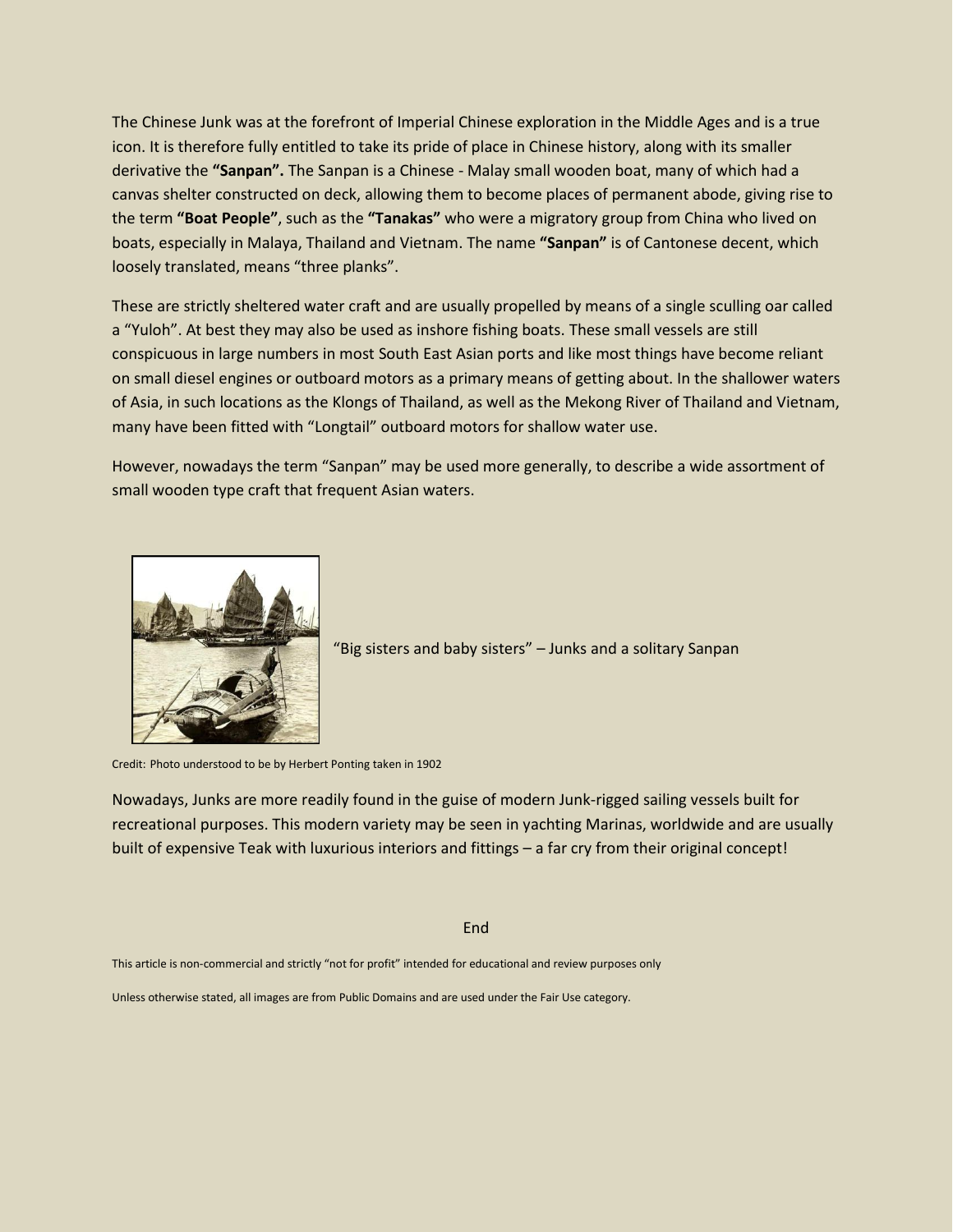The Chinese Junk was at the forefront of Imperial Chinese exploration in the Middle Ages and is a true icon. It is therefore fully entitled to take its pride of place in Chinese history, along with its smaller derivative the **"Sanpan".** The Sanpan is a Chinese - Malay small wooden boat, many of which had a canvas shelter constructed on deck, allowing them to become places of permanent abode, giving rise to the term **"Boat People"**, such as the **"Tanakas"** who were a migratory group from China who lived on boats, especially in Malaya, Thailand and Vietnam. The name **"Sanpan"** is of Cantonese decent, which loosely translated, means "three planks".

These are strictly sheltered water craft and are usually propelled by means of a single sculling oar called a "Yuloh". At best they may also be used as inshore fishing boats. These small vessels are still conspicuous in large numbers in most South East Asian ports and like most things have become reliant on small diesel engines or outboard motors as a primary means of getting about. In the shallower waters of Asia, in such locations as the Klongs of Thailand, as well as the Mekong River of Thailand and Vietnam, many have been fitted with "Longtail" outboard motors for shallow water use.

However, nowadays the term "Sanpan" may be used more generally, to describe a wide assortment of small wooden type craft that frequent Asian waters.

"Big sisters and baby sisters" – Junks and a solitary Sanpan

Credit: Photo understood to be by Herbert Ponting taken in 1902

Nowadays, Junks are more readily found in the guise of modern Junk-rigged sailing vessels built for recreational purposes. This modern variety may be seen in yachting Marinas, worldwide and are usually built of expensive Teak with luxurious interiors and fittings – a far cry from their original concept!

End

This article is non-commercial and strictly "not for profit" intended for educational and review purposes only

Unless otherwise stated, all images are from Public Domains and are used under the Fair Use category.